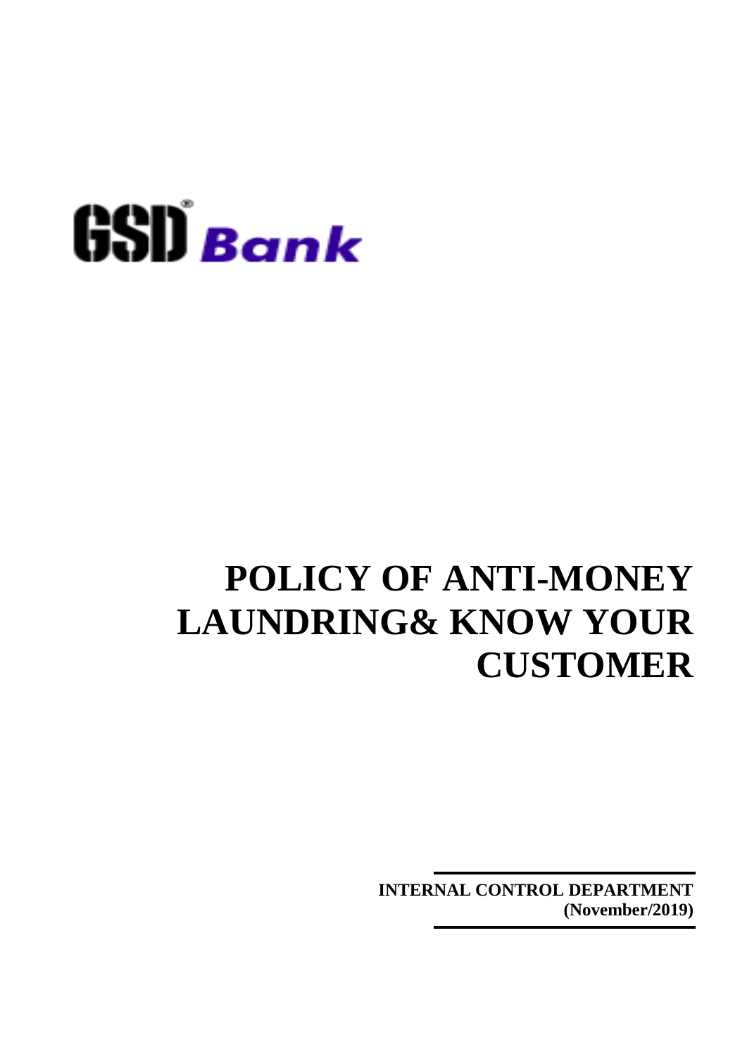GSD® Bank

# POLICY OF ANTI-MONEY LAUNDRING& KNOW YOUR CUSTOMER

**INTERNAL CONTROL DEPARTMENT**
**(November/2019)**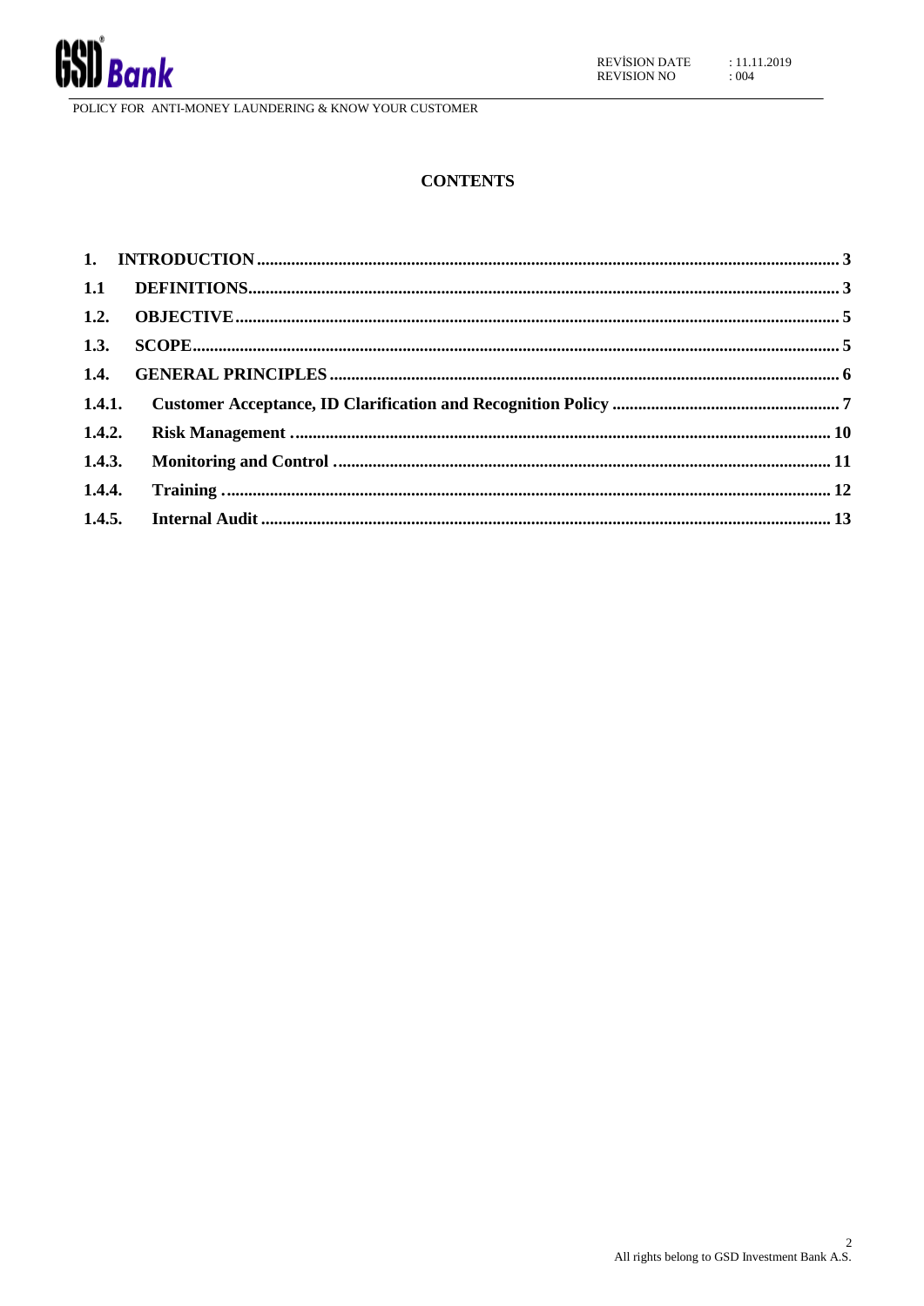## CONTENTS

| | | |
|---|---|---|
| **1.** | **INTRODUCTION** | **3** |
| **1.1** | **DEFINITIONS** | **3** |
| **1.2.** | **OBJECTIVE** | **5** |
| **1.3.** | **SCOPE** | **5** |
| **1.4.** | **GENERAL PRINCIPLES** | **6** |
| **1.4.1.** | **Customer Acceptance, ID Clarification and Recognition Policy** | **7** |
| **1.4.2.** | **Risk Management** | **10** |
| **1.4.3.** | **Monitoring and Control** | **11** |
| **1.4.4.** | **Training** | **12** |
| **1.4.5.** | **Internal Audit** | **13** |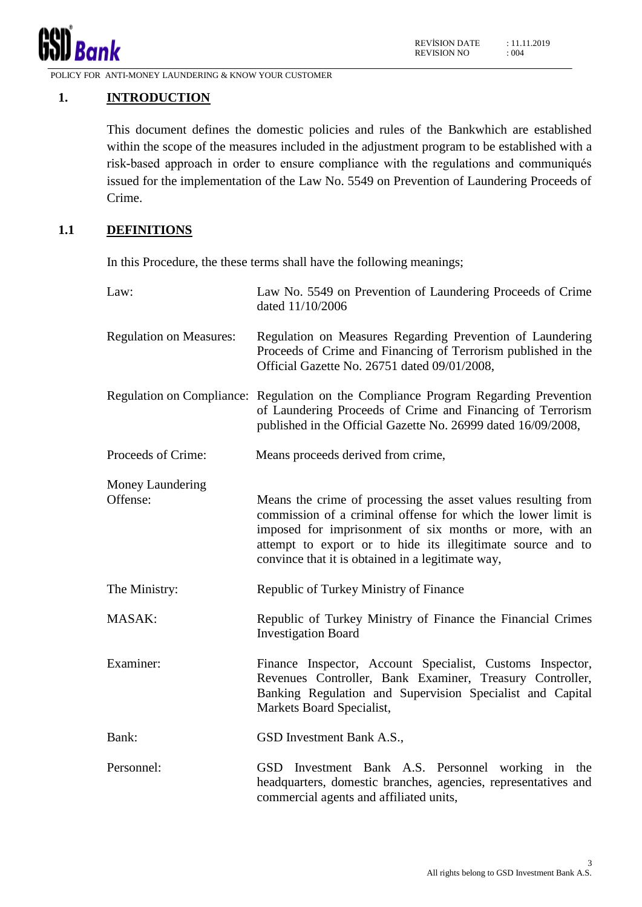## 1. INTRODUCTION

This document defines the domestic policies and rules of the Bankwhich are established within the scope of the measures included in the adjustment program to be established with a risk-based approach in order to ensure compliance with the regulations and communiqués issued for the implementation of the Law No. 5549 on Prevention of Laundering Proceeds of Crime.

### 1.1 DEFINITIONS

In this Procedure, the these terms shall have the following meanings;

Law: Law No. 5549 on Prevention of Laundering Proceeds of Crime dated 11/10/2006

Regulation on Measures: Regulation on Measures Regarding Prevention of Laundering Proceeds of Crime and Financing of Terrorism published in the Official Gazette No. 26751 dated 09/01/2008,

Regulation on Compliance: Regulation on the Compliance Program Regarding Prevention of Laundering Proceeds of Crime and Financing of Terrorism published in the Official Gazette No. 26999 dated 16/09/2008,

Proceeds of Crime: Means proceeds derived from crime,

Money Laundering Offense: Means the crime of processing the asset values resulting from commission of a criminal offense for which the lower limit is imposed for imprisonment of six months or more, with an attempt to export or to hide its illegitimate source and to convince that it is obtained in a legitimate way,

The Ministry: Republic of Turkey Ministry of Finance

MASAK: Republic of Turkey Ministry of Finance the Financial Crimes Investigation Board

Examiner: Finance Inspector, Account Specialist, Customs Inspector, Revenues Controller, Bank Examiner, Treasury Controller, Banking Regulation and Supervision Specialist and Capital Markets Board Specialist,

Bank: GSD Investment Bank A.S.,

Personnel: GSD Investment Bank A.S. Personnel working in the headquarters, domestic branches, agencies, representatives and commercial agents and affiliated units,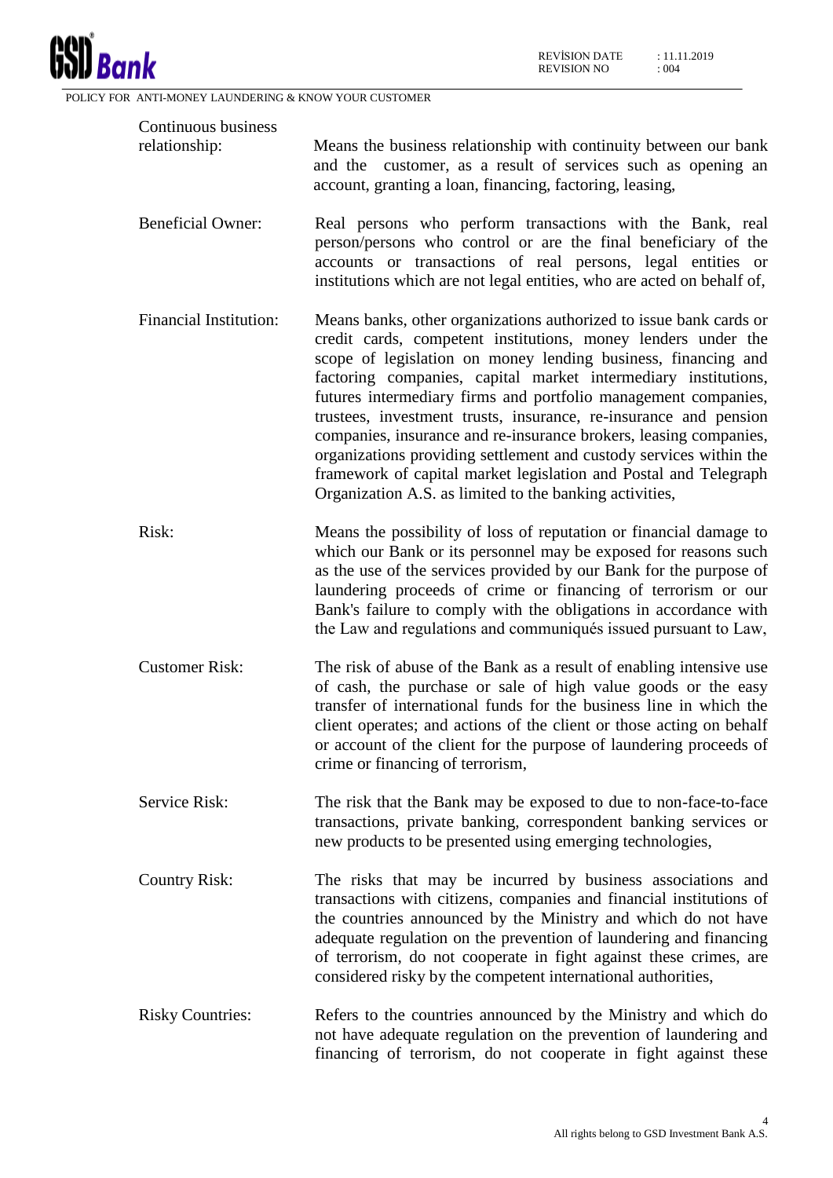**Continuous business relationship:** Means the business relationship with continuity between our bank and the customer, as a result of services such as opening an account, granting a loan, financing, factoring, leasing,

**Beneficial Owner:** Real persons who perform transactions with the Bank, real person/persons who control or are the final beneficiary of the accounts or transactions of real persons, legal entities or institutions which are not legal entities, who are acted on behalf of,

**Financial Institution:** Means banks, other organizations authorized to issue bank cards or credit cards, competent institutions, money lenders under the scope of legislation on money lending business, financing and factoring companies, capital market intermediary institutions, futures intermediary firms and portfolio management companies, trustees, investment trusts, insurance, re-insurance and pension companies, insurance and re-insurance brokers, leasing companies, organizations providing settlement and custody services within the framework of capital market legislation and Postal and Telegraph Organization A.S. as limited to the banking activities,

**Risk:** Means the possibility of loss of reputation or financial damage to which our Bank or its personnel may be exposed for reasons such as the use of the services provided by our Bank for the purpose of laundering proceeds of crime or financing of terrorism or our Bank's failure to comply with the obligations in accordance with the Law and regulations and communiqués issued pursuant to Law,

**Customer Risk:** The risk of abuse of the Bank as a result of enabling intensive use of cash, the purchase or sale of high value goods or the easy transfer of international funds for the business line in which the client operates; and actions of the client or those acting on behalf or account of the client for the purpose of laundering proceeds of crime or financing of terrorism,

**Service Risk:** The risk that the Bank may be exposed to due to non-face-to-face transactions, private banking, correspondent banking services or new products to be presented using emerging technologies,

**Country Risk:** The risks that may be incurred by business associations and transactions with citizens, companies and financial institutions of the countries announced by the Ministry and which do not have adequate regulation on the prevention of laundering and financing of terrorism, do not cooperate in fight against these crimes, are considered risky by the competent international authorities,

**Risky Countries:** Refers to the countries announced by the Ministry and which do not have adequate regulation on the prevention of laundering and financing of terrorism, do not cooperate in fight against these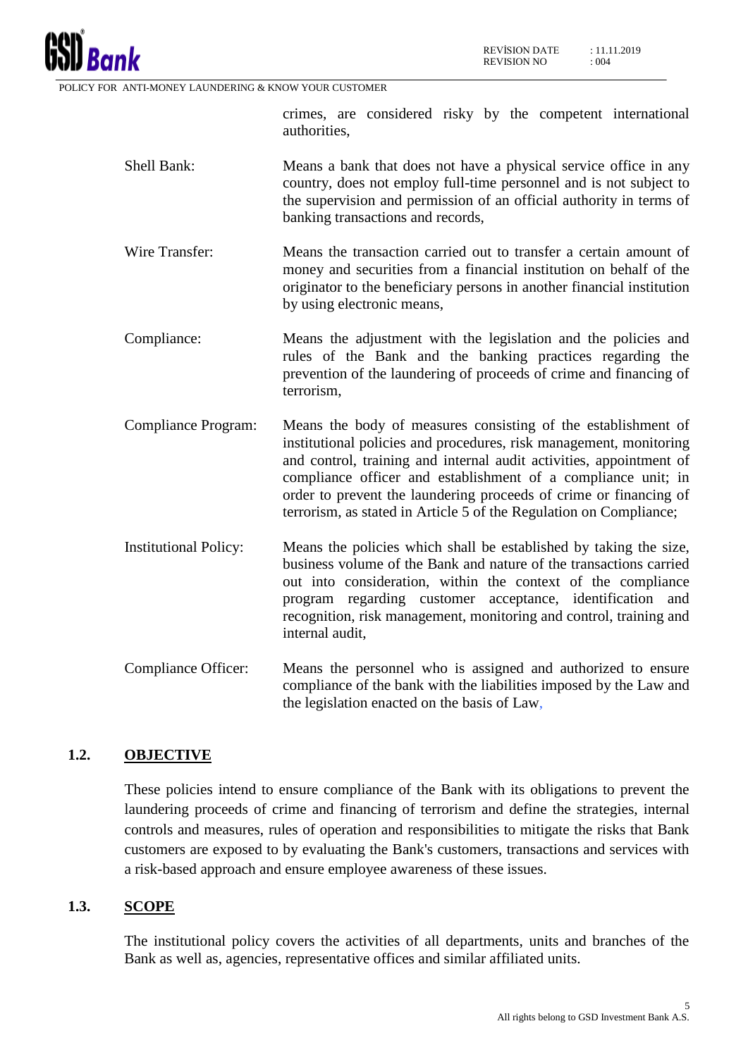crimes, are considered risky by the competent international authorities,

Shell Bank: Means a bank that does not have a physical service office in any country, does not employ full-time personnel and is not subject to the supervision and permission of an official authority in terms of banking transactions and records,

Wire Transfer: Means the transaction carried out to transfer a certain amount of money and securities from a financial institution on behalf of the originator to the beneficiary persons in another financial institution by using electronic means,

Compliance: Means the adjustment with the legislation and the policies and rules of the Bank and the banking practices regarding the prevention of the laundering of proceeds of crime and financing of terrorism,

Compliance Program: Means the body of measures consisting of the establishment of institutional policies and procedures, risk management, monitoring and control, training and internal audit activities, appointment of compliance officer and establishment of a compliance unit; in order to prevent the laundering proceeds of crime or financing of terrorism, as stated in Article 5 of the Regulation on Compliance;

Institutional Policy: Means the policies which shall be established by taking the size, business volume of the Bank and nature of the transactions carried out into consideration, within the context of the compliance program regarding customer acceptance, identification and recognition, risk management, monitoring and control, training and internal audit,

Compliance Officer: Means the personnel who is assigned and authorized to ensure compliance of the bank with the liabilities imposed by the Law and the legislation enacted on the basis of Law,

## 1.2. OBJECTIVE

These policies intend to ensure compliance of the Bank with its obligations to prevent the laundering proceeds of crime and financing of terrorism and define the strategies, internal controls and measures, rules of operation and responsibilities to mitigate the risks that Bank customers are exposed to by evaluating the Bank's customers, transactions and services with a risk-based approach and ensure employee awareness of these issues.

## 1.3. SCOPE

The institutional policy covers the activities of all departments, units and branches of the Bank as well as, agencies, representative offices and similar affiliated units.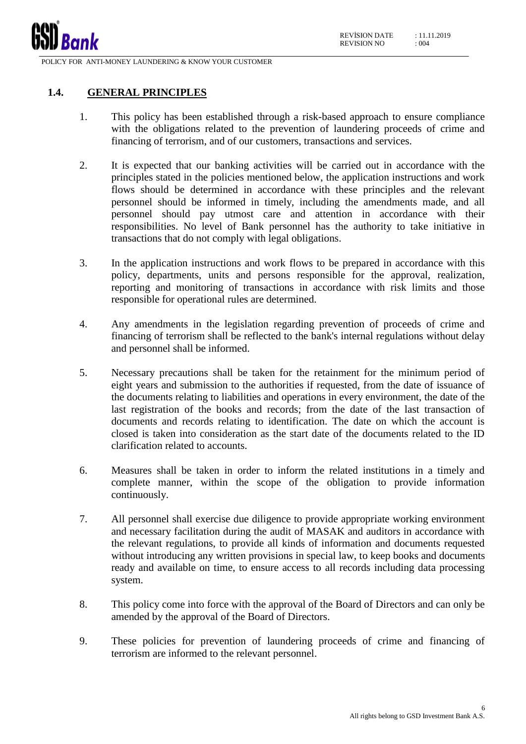## 1.4. GENERAL PRINCIPLES

1. This policy has been established through a risk-based approach to ensure compliance with the obligations related to the prevention of laundering proceeds of crime and financing of terrorism, and of our customers, transactions and services.

2. It is expected that our banking activities will be carried out in accordance with the principles stated in the policies mentioned below, the application instructions and work flows should be determined in accordance with these principles and the relevant personnel should be informed in timely, including the amendments made, and all personnel should pay utmost care and attention in accordance with their responsibilities. No level of Bank personnel has the authority to take initiative in transactions that do not comply with legal obligations.

3. In the application instructions and work flows to be prepared in accordance with this policy, departments, units and persons responsible for the approval, realization, reporting and monitoring of transactions in accordance with risk limits and those responsible for operational rules are determined.

4. Any amendments in the legislation regarding prevention of proceeds of crime and financing of terrorism shall be reflected to the bank's internal regulations without delay and personnel shall be informed.

5. Necessary precautions shall be taken for the retainment for the minimum period of eight years and submission to the authorities if requested, from the date of issuance of the documents relating to liabilities and operations in every environment, the date of the last registration of the books and records; from the date of the last transaction of documents and records relating to identification. The date on which the account is closed is taken into consideration as the start date of the documents related to the ID clarification related to accounts.

6. Measures shall be taken in order to inform the related institutions in a timely and complete manner, within the scope of the obligation to provide information continuously.

7. All personnel shall exercise due diligence to provide appropriate working environment and necessary facilitation during the audit of MASAK and auditors in accordance with the relevant regulations, to provide all kinds of information and documents requested without introducing any written provisions in special law, to keep books and documents ready and available on time, to ensure access to all records including data processing system.

8. This policy come into force with the approval of the Board of Directors and can only be amended by the approval of the Board of Directors.

9. These policies for prevention of laundering proceeds of crime and financing of terrorism are informed to the relevant personnel.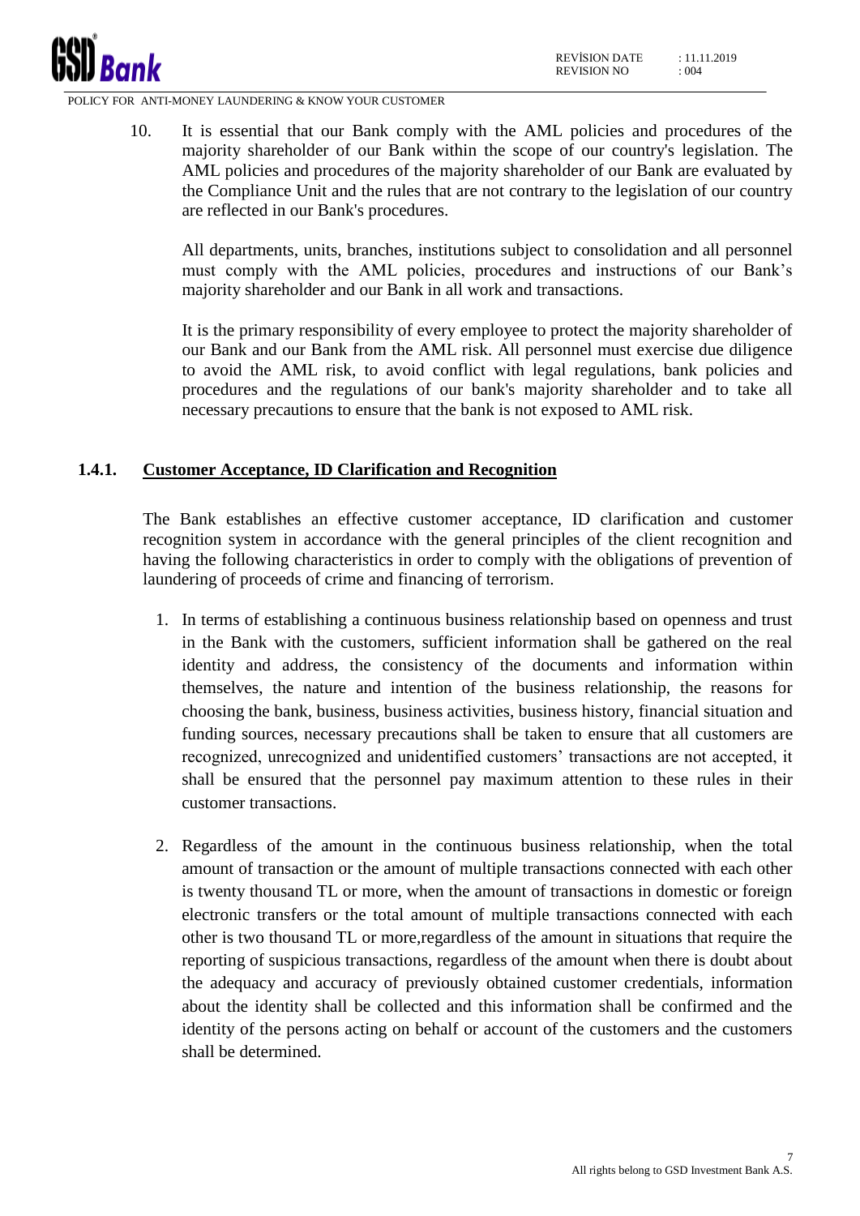10. It is essential that our Bank comply with the AML policies and procedures of the majority shareholder of our Bank within the scope of our country's legislation. The AML policies and procedures of the majority shareholder of our Bank are evaluated by the Compliance Unit and the rules that are not contrary to the legislation of our country are reflected in our Bank's procedures.

    All departments, units, branches, institutions subject to consolidation and all personnel must comply with the AML policies, procedures and instructions of our Bank's majority shareholder and our Bank in all work and transactions.

    It is the primary responsibility of every employee to protect the majority shareholder of our Bank and our Bank from the AML risk. All personnel must exercise due diligence to avoid the AML risk, to avoid conflict with legal regulations, bank policies and procedures and the regulations of our bank's majority shareholder and to take all necessary precautions to ensure that the bank is not exposed to AML risk.

### 1.4.1. Customer Acceptance, ID Clarification and Recognition

The Bank establishes an effective customer acceptance, ID clarification and customer recognition system in accordance with the general principles of the client recognition and having the following characteristics in order to comply with the obligations of prevention of laundering of proceeds of crime and financing of terrorism.

1. In terms of establishing a continuous business relationship based on openness and trust in the Bank with the customers, sufficient information shall be gathered on the real identity and address, the consistency of the documents and information within themselves, the nature and intention of the business relationship, the reasons for choosing the bank, business, business activities, business history, financial situation and funding sources, necessary precautions shall be taken to ensure that all customers are recognized, unrecognized and unidentified customers' transactions are not accepted, it shall be ensured that the personnel pay maximum attention to these rules in their customer transactions.

2. Regardless of the amount in the continuous business relationship, when the total amount of transaction or the amount of multiple transactions connected with each other is twenty thousand TL or more, when the amount of transactions in domestic or foreign electronic transfers or the total amount of multiple transactions connected with each other is two thousand TL or more,regardless of the amount in situations that require the reporting of suspicious transactions, regardless of the amount when there is doubt about the adequacy and accuracy of previously obtained customer credentials, information about the identity shall be collected and this information shall be confirmed and the identity of the persons acting on behalf or account of the customers and the customers shall be determined.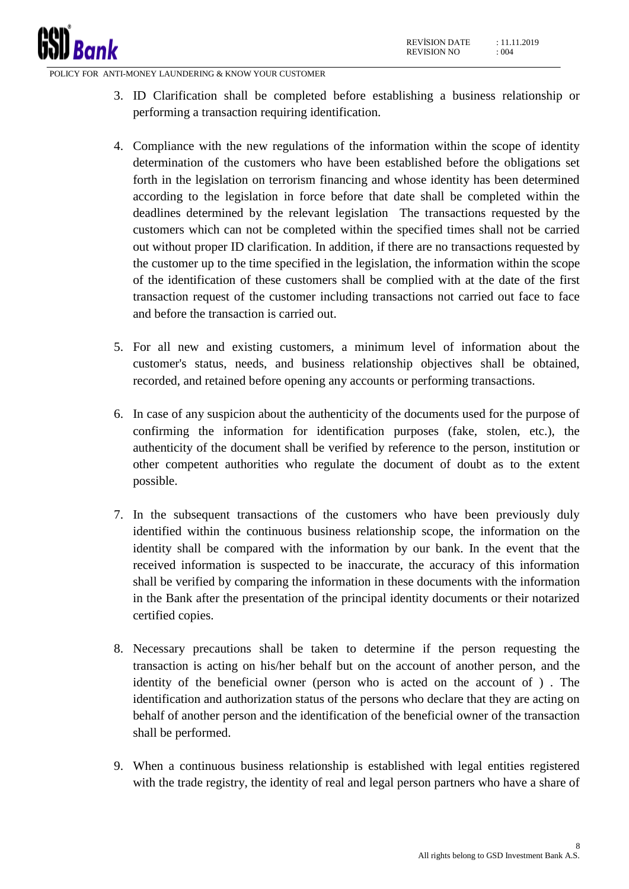3. ID Clarification shall be completed before establishing a business relationship or performing a transaction requiring identification.

4. Compliance with the new regulations of the information within the scope of identity determination of the customers who have been established before the obligations set forth in the legislation on terrorism financing and whose identity has been determined according to the legislation in force before that date shall be completed within the deadlines determined by the relevant legislation The transactions requested by the customers which can not be completed within the specified times shall not be carried out without proper ID clarification. In addition, if there are no transactions requested by the customer up to the time specified in the legislation, the information within the scope of the identification of these customers shall be complied with at the date of the first transaction request of the customer including transactions not carried out face to face and before the transaction is carried out.

5. For all new and existing customers, a minimum level of information about the customer's status, needs, and business relationship objectives shall be obtained, recorded, and retained before opening any accounts or performing transactions.

6. In case of any suspicion about the authenticity of the documents used for the purpose of confirming the information for identification purposes (fake, stolen, etc.), the authenticity of the document shall be verified by reference to the person, institution or other competent authorities who regulate the document of doubt as to the extent possible.

7. In the subsequent transactions of the customers who have been previously duly identified within the continuous business relationship scope, the information on the identity shall be compared with the information by our bank. In the event that the received information is suspected to be inaccurate, the accuracy of this information shall be verified by comparing the information in these documents with the information in the Bank after the presentation of the principal identity documents or their notarized certified copies.

8. Necessary precautions shall be taken to determine if the person requesting the transaction is acting on his/her behalf but on the account of another person, and the identity of the beneficial owner (person who is acted on the account of ) . The identification and authorization status of the persons who declare that they are acting on behalf of another person and the identification of the beneficial owner of the transaction shall be performed.

9. When a continuous business relationship is established with legal entities registered with the trade registry, the identity of real and legal person partners who have a share of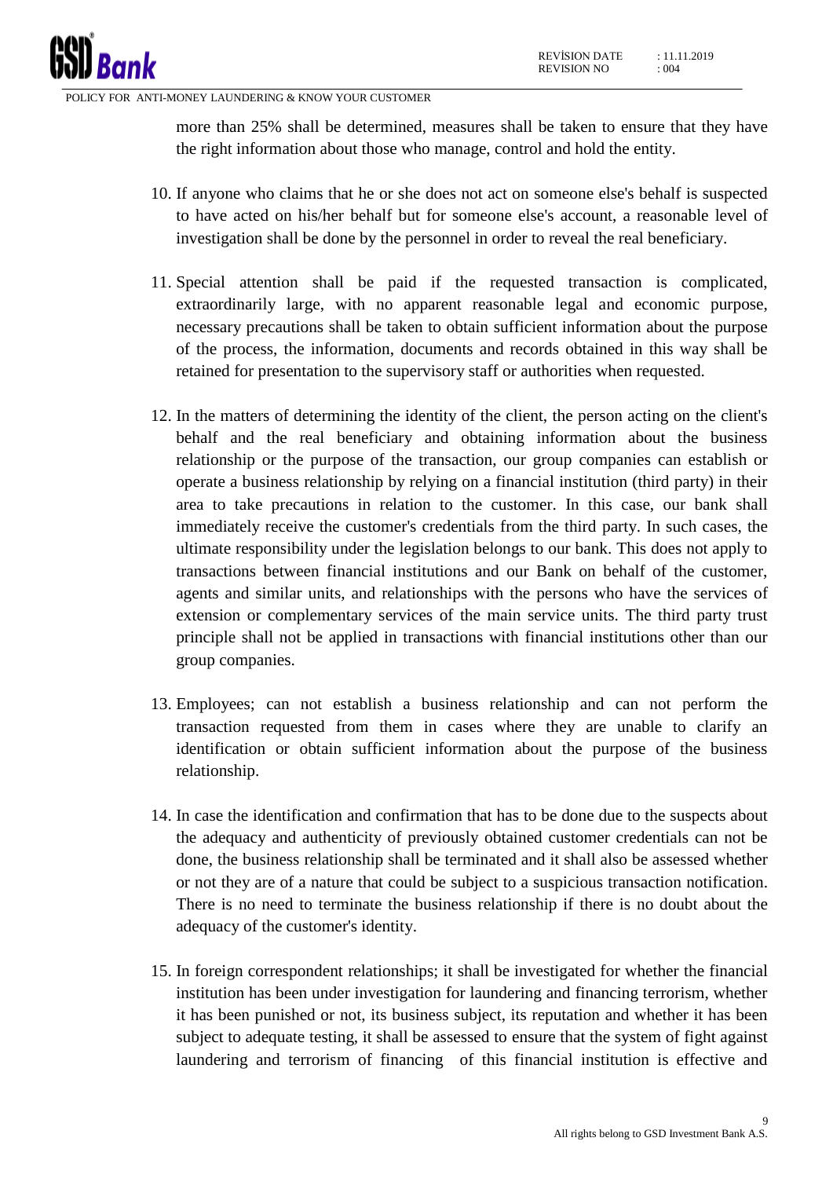more than 25% shall be determined, measures shall be taken to ensure that they have the right information about those who manage, control and hold the entity.

10. If anyone who claims that he or she does not act on someone else's behalf is suspected to have acted on his/her behalf but for someone else's account, a reasonable level of investigation shall be done by the personnel in order to reveal the real beneficiary.

11. Special attention shall be paid if the requested transaction is complicated, extraordinarily large, with no apparent reasonable legal and economic purpose, necessary precautions shall be taken to obtain sufficient information about the purpose of the process, the information, documents and records obtained in this way shall be retained for presentation to the supervisory staff or authorities when requested.

12. In the matters of determining the identity of the client, the person acting on the client's behalf and the real beneficiary and obtaining information about the business relationship or the purpose of the transaction, our group companies can establish or operate a business relationship by relying on a financial institution (third party) in their area to take precautions in relation to the customer. In this case, our bank shall immediately receive the customer's credentials from the third party. In such cases, the ultimate responsibility under the legislation belongs to our bank. This does not apply to transactions between financial institutions and our Bank on behalf of the customer, agents and similar units, and relationships with the persons who have the services of extension or complementary services of the main service units. The third party trust principle shall not be applied in transactions with financial institutions other than our group companies.

13. Employees; can not establish a business relationship and can not perform the transaction requested from them in cases where they are unable to clarify an identification or obtain sufficient information about the purpose of the business relationship.

14. In case the identification and confirmation that has to be done due to the suspects about the adequacy and authenticity of previously obtained customer credentials can not be done, the business relationship shall be terminated and it shall also be assessed whether or not they are of a nature that could be subject to a suspicious transaction notification. There is no need to terminate the business relationship if there is no doubt about the adequacy of the customer's identity.

15. In foreign correspondent relationships; it shall be investigated for whether the financial institution has been under investigation for laundering and financing terrorism, whether it has been punished or not, its business subject, its reputation and whether it has been subject to adequate testing, it shall be assessed to ensure that the system of fight against laundering and terrorism of financing of this financial institution is effective and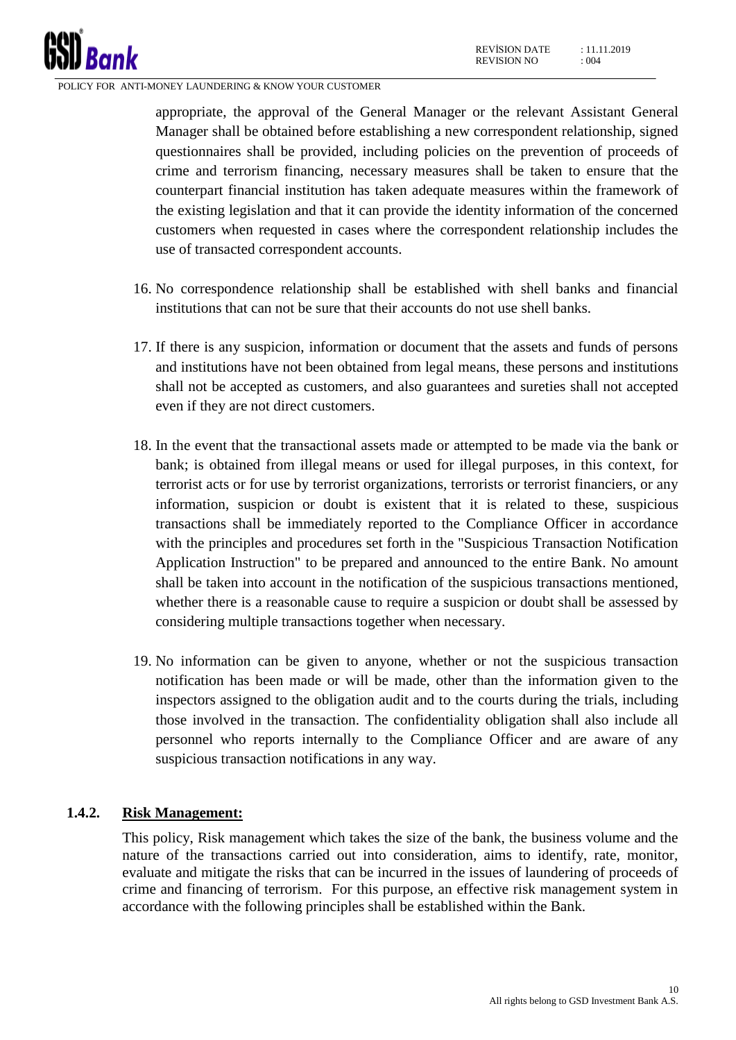appropriate, the approval of the General Manager or the relevant Assistant General Manager shall be obtained before establishing a new correspondent relationship, signed questionnaires shall be provided, including policies on the prevention of proceeds of crime and terrorism financing, necessary measures shall be taken to ensure that the counterpart financial institution has taken adequate measures within the framework of the existing legislation and that it can provide the identity information of the concerned customers when requested in cases where the correspondent relationship includes the use of transacted correspondent accounts.

16. No correspondence relationship shall be established with shell banks and financial institutions that can not be sure that their accounts do not use shell banks.

17. If there is any suspicion, information or document that the assets and funds of persons and institutions have not been obtained from legal means, these persons and institutions shall not be accepted as customers, and also guarantees and sureties shall not accepted even if they are not direct customers.

18. In the event that the transactional assets made or attempted to be made via the bank or bank; is obtained from illegal means or used for illegal purposes, in this context, for terrorist acts or for use by terrorist organizations, terrorists or terrorist financiers, or any information, suspicion or doubt is existent that it is related to these, suspicious transactions shall be immediately reported to the Compliance Officer in accordance with the principles and procedures set forth in the "Suspicious Transaction Notification Application Instruction" to be prepared and announced to the entire Bank. No amount shall be taken into account in the notification of the suspicious transactions mentioned, whether there is a reasonable cause to require a suspicion or doubt shall be assessed by considering multiple transactions together when necessary.

19. No information can be given to anyone, whether or not the suspicious transaction notification has been made or will be made, other than the information given to the inspectors assigned to the obligation audit and to the courts during the trials, including those involved in the transaction. The confidentiality obligation shall also include all personnel who reports internally to the Compliance Officer and are aware of any suspicious transaction notifications in any way.

### 1.4.2. Risk Management:

This policy, Risk management which takes the size of the bank, the business volume and the nature of the transactions carried out into consideration, aims to identify, rate, monitor, evaluate and mitigate the risks that can be incurred in the issues of laundering of proceeds of crime and financing of terrorism. For this purpose, an effective risk management system in accordance with the following principles shall be established within the Bank.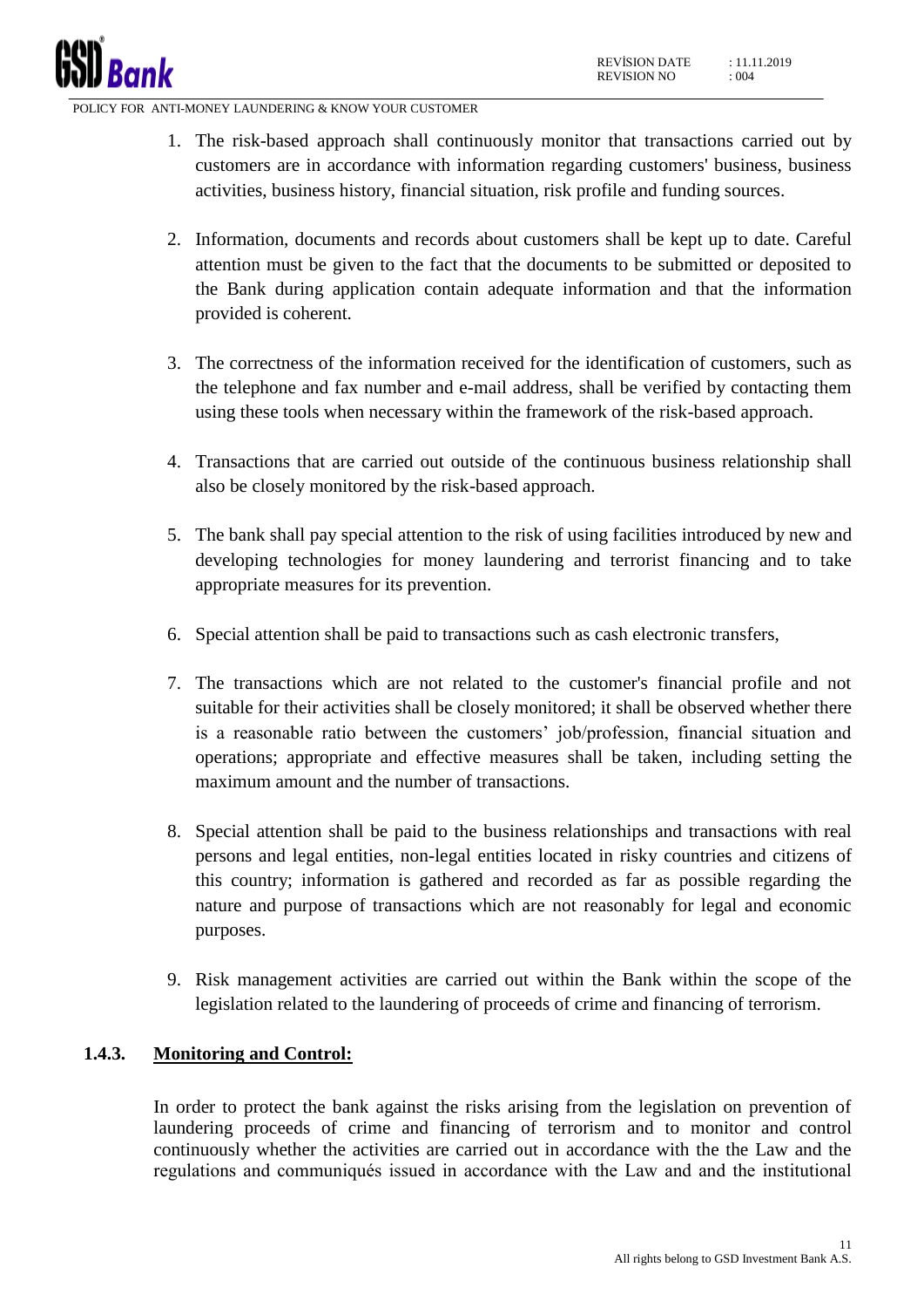1. The risk-based approach shall continuously monitor that transactions carried out by customers are in accordance with information regarding customers' business, business activities, business history, financial situation, risk profile and funding sources.

2. Information, documents and records about customers shall be kept up to date. Careful attention must be given to the fact that the documents to be submitted or deposited to the Bank during application contain adequate information and that the information provided is coherent.

3. The correctness of the information received for the identification of customers, such as the telephone and fax number and e-mail address, shall be verified by contacting them using these tools when necessary within the framework of the risk-based approach.

4. Transactions that are carried out outside of the continuous business relationship shall also be closely monitored by the risk-based approach.

5. The bank shall pay special attention to the risk of using facilities introduced by new and developing technologies for money laundering and terrorist financing and to take appropriate measures for its prevention.

6. Special attention shall be paid to transactions such as cash electronic transfers,

7. The transactions which are not related to the customer's financial profile and not suitable for their activities shall be closely monitored; it shall be observed whether there is a reasonable ratio between the customers' job/profession, financial situation and operations; appropriate and effective measures shall be taken, including setting the maximum amount and the number of transactions.

8. Special attention shall be paid to the business relationships and transactions with real persons and legal entities, non-legal entities located in risky countries and citizens of this country; information is gathered and recorded as far as possible regarding the nature and purpose of transactions which are not reasonably for legal and economic purposes.

9. Risk management activities are carried out within the Bank within the scope of the legislation related to the laundering of proceeds of crime and financing of terrorism.

### 1.4.3. Monitoring and Control:

In order to protect the bank against the risks arising from the legislation on prevention of laundering proceeds of crime and financing of terrorism and to monitor and control continuously whether the activities are carried out in accordance with the the Law and the regulations and communiqués issued in accordance with the Law and and the institutional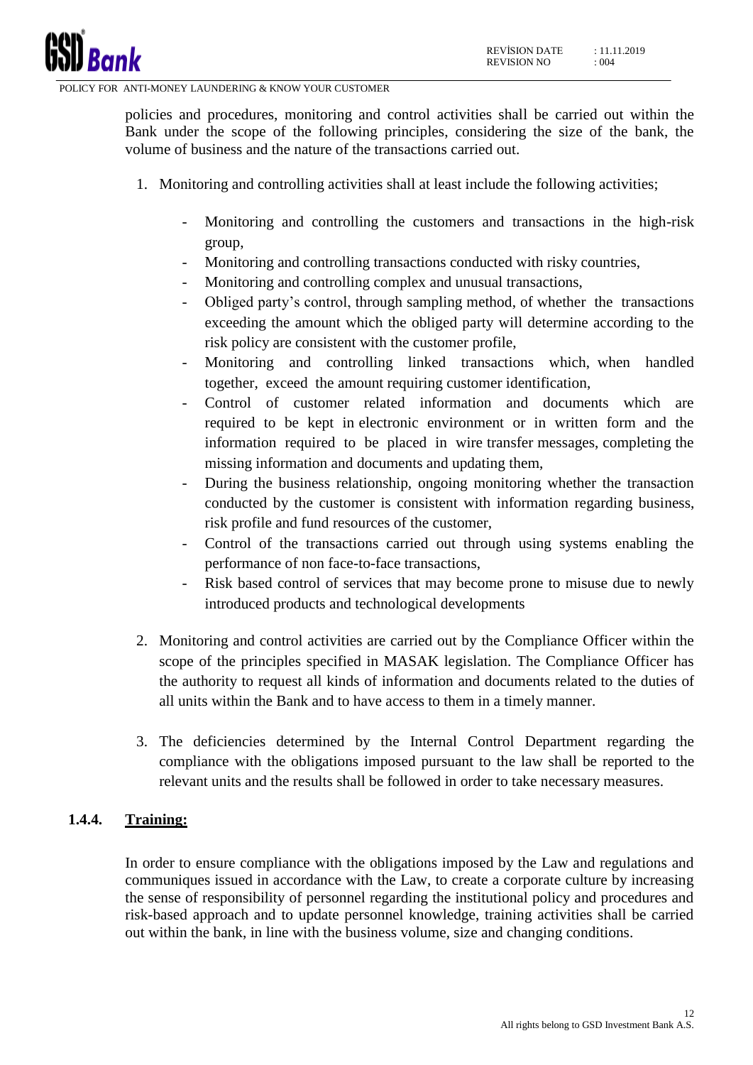policies and procedures, monitoring and control activities shall be carried out within the Bank under the scope of the following principles, considering the size of the bank, the volume of business and the nature of the transactions carried out.

1. Monitoring and controlling activities shall at least include the following activities;

   - Monitoring and controlling the customers and transactions in the high-risk group,
   - Monitoring and controlling transactions conducted with risky countries,
   - Monitoring and controlling complex and unusual transactions,
   - Obliged party's control, through sampling method, of whether the transactions exceeding the amount which the obliged party will determine according to the risk policy are consistent with the customer profile,
   - Monitoring and controlling linked transactions which, when handled together, exceed the amount requiring customer identification,
   - Control of customer related information and documents which are required to be kept in electronic environment or in written form and the information required to be placed in wire transfer messages, completing the missing information and documents and updating them,
   - During the business relationship, ongoing monitoring whether the transaction conducted by the customer is consistent with information regarding business, risk profile and fund resources of the customer,
   - Control of the transactions carried out through using systems enabling the performance of non face-to-face transactions,
   - Risk based control of services that may become prone to misuse due to newly introduced products and technological developments

2. Monitoring and control activities are carried out by the Compliance Officer within the scope of the principles specified in MASAK legislation. The Compliance Officer has the authority to request all kinds of information and documents related to the duties of all units within the Bank and to have access to them in a timely manner.

3. The deficiencies determined by the Internal Control Department regarding the compliance with the obligations imposed pursuant to the law shall be reported to the relevant units and the results shall be followed in order to take necessary measures.

### 1.4.4. Training:

In order to ensure compliance with the obligations imposed by the Law and regulations and communiques issued in accordance with the Law, to create a corporate culture by increasing the sense of responsibility of personnel regarding the institutional policy and procedures and risk-based approach and to update personnel knowledge, training activities shall be carried out within the bank, in line with the business volume, size and changing conditions.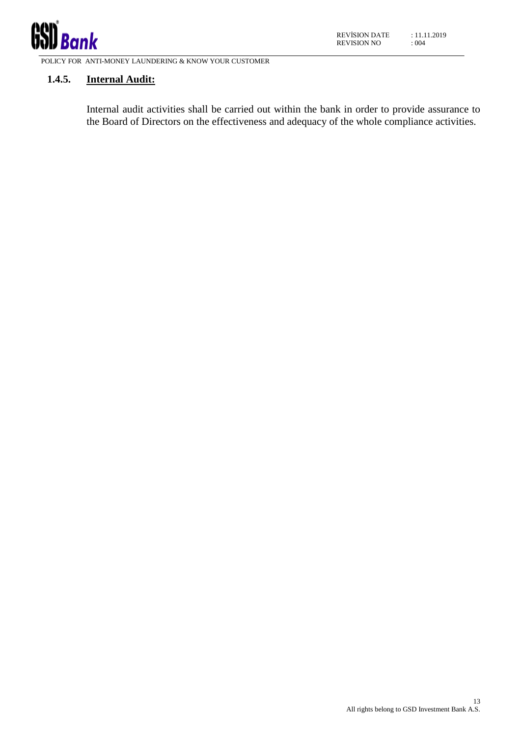### 1.4.5. **Internal Audit:**

Internal audit activities shall be carried out within the bank in order to provide assurance to the Board of Directors on the effectiveness and adequacy of the whole compliance activities.